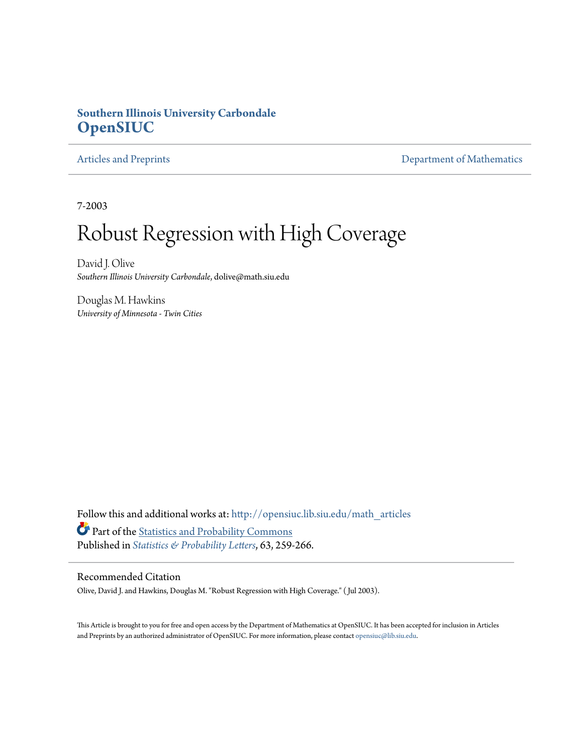**Southern Illinois University Carbondale**
**OpenSIUC**

Articles and Preprints | Department of Mathematics

7-2003

# Robust Regression with High Coverage

David J. Olive
*Southern Illinois University Carbondale*, dolive@math.siu.edu

Douglas M. Hawkins
*University of Minnesota - Twin Cities*

Follow this and additional works at: http://opensiuc.lib.siu.edu/math_articles

Part of the Statistics and Probability Commons

Published in *Statistics & Probability Letters*, 63, 259-266.

## Recommended Citation

Olive, David J. and Hawkins, Douglas M. "Robust Regression with High Coverage." ( Jul 2003).

This Article is brought to you for free and open access by the Department of Mathematics at OpenSIUC. It has been accepted for inclusion in Articles and Preprints by an authorized administrator of OpenSIUC. For more information, please contact opensiuc@lib.siu.edu.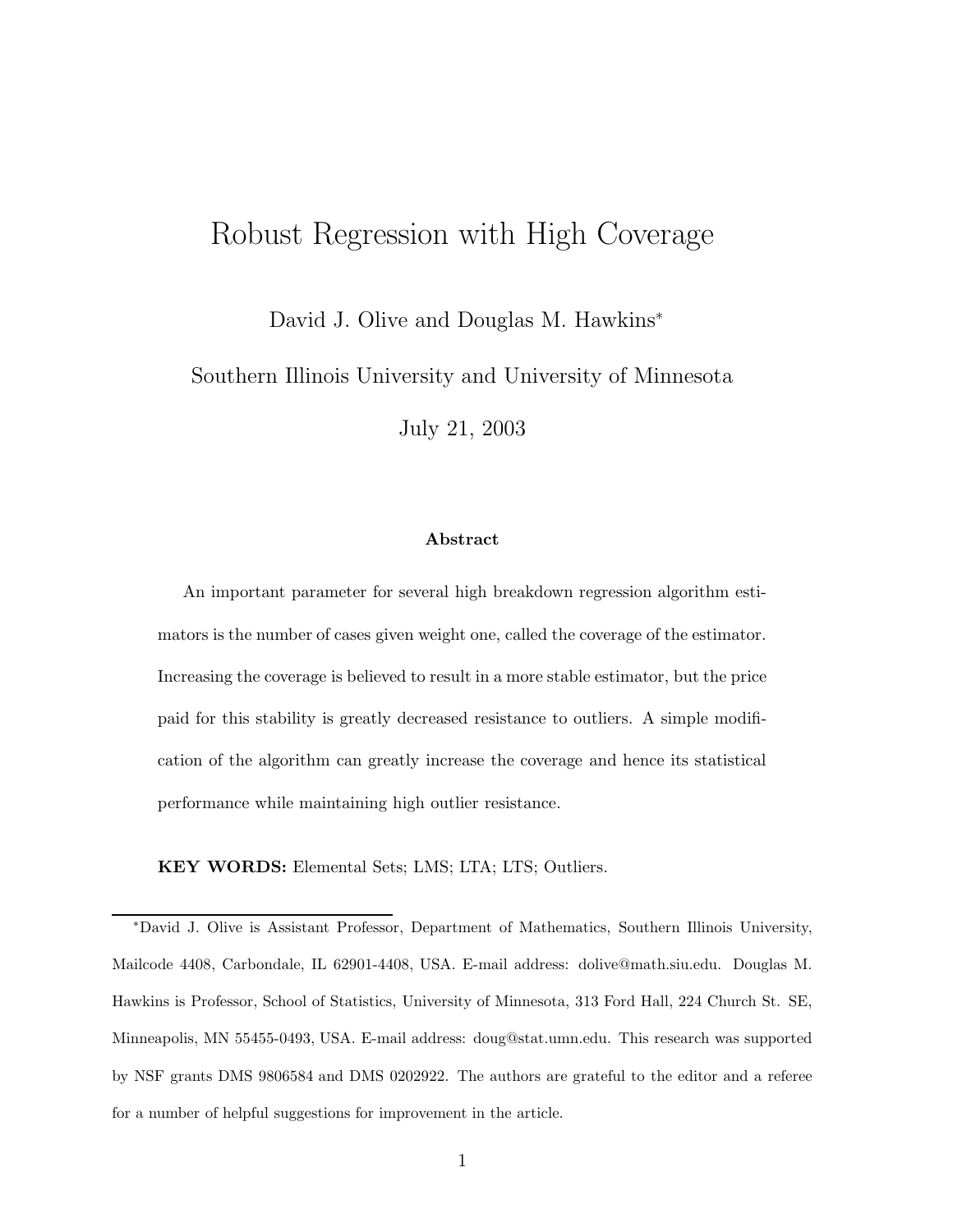# Robust Regression with High Coverage

David J. Olive and Douglas M. Hawkins*

Southern Illinois University and University of Minnesota

July 21, 2003

**Abstract**

An important parameter for several high breakdown regression algorithm estimators is the number of cases given weight one, called the coverage of the estimator. Increasing the coverage is believed to result in a more stable estimator, but the price paid for this stability is greatly decreased resistance to outliers. A simple modification of the algorithm can greatly increase the coverage and hence its statistical performance while maintaining high outlier resistance.

**KEY WORDS:** Elemental Sets; LMS; LTA; LTS; Outliers.

---

*David J. Olive is Assistant Professor, Department of Mathematics, Southern Illinois University, Mailcode 4408, Carbondale, IL 62901-4408, USA. E-mail address: dolive@math.siu.edu. Douglas M. Hawkins is Professor, School of Statistics, University of Minnesota, 313 Ford Hall, 224 Church St. SE, Minneapolis, MN 55455-0493, USA. E-mail address: doug@stat.umn.edu. This research was supported by NSF grants DMS 9806584 and DMS 0202922. The authors are grateful to the editor and a referee for a number of helpful suggestions for improvement in the article.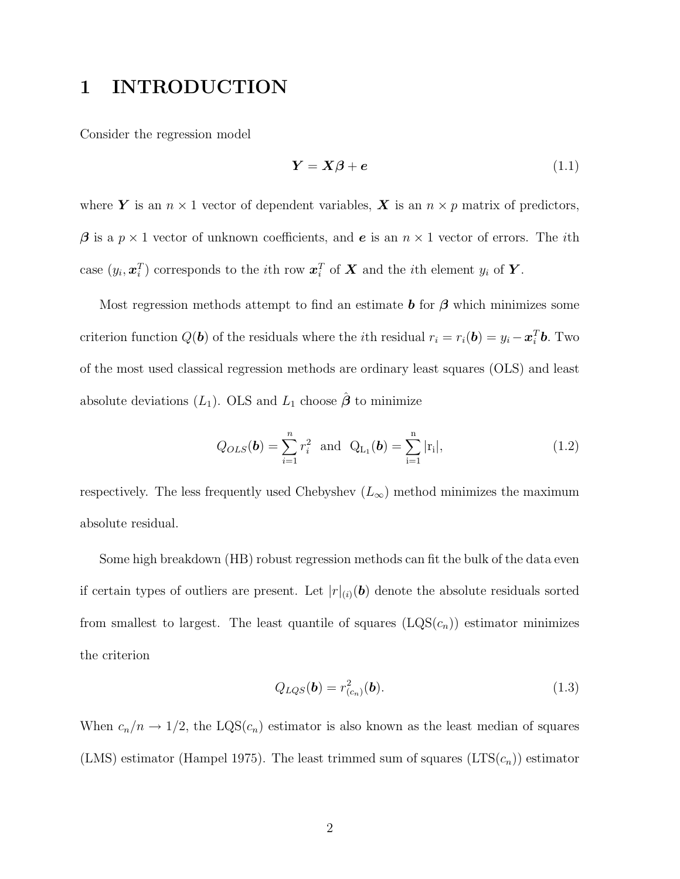# 1 INTRODUCTION

Consider the regression model

$$\boldsymbol{Y} = \boldsymbol{X\beta} + \boldsymbol{e} \tag{1.1}$$

where $\boldsymbol{Y}$ is an $n \times 1$ vector of dependent variables, $\boldsymbol{X}$ is an $n \times p$ matrix of predictors, $\boldsymbol{\beta}$ is a $p \times 1$ vector of unknown coefficients, and $\boldsymbol{e}$ is an $n \times 1$ vector of errors. The $i$th case $(y_i, \boldsymbol{x}_i^T)$ corresponds to the $i$th row $\boldsymbol{x}_i^T$ of $\boldsymbol{X}$ and the $i$th element $y_i$ of $\boldsymbol{Y}$.

Most regression methods attempt to find an estimate $\boldsymbol{b}$ for $\boldsymbol{\beta}$ which minimizes some criterion function $Q(\boldsymbol{b})$ of the residuals where the $i$th residual $r_i = r_i(\boldsymbol{b}) = y_i - \boldsymbol{x}_i^T\boldsymbol{b}$. Two of the most used classical regression methods are ordinary least squares (OLS) and least absolute deviations ($L_1$). OLS and $L_1$ choose $\hat{\boldsymbol{\beta}}$ to minimize

$$Q_{OLS}(\boldsymbol{b}) = \sum_{i=1}^{n} r_i^2 \;\; \text{and} \;\; \mathrm{Q_{L_1}}(\boldsymbol{b}) = \sum_{\mathrm{i=1}}^{\mathrm{n}} |\mathrm{r_i}|, \tag{1.2}$$

respectively. The less frequently used Chebyshev ($L_\infty$) method minimizes the maximum absolute residual.

Some high breakdown (HB) robust regression methods can fit the bulk of the data even if certain types of outliers are present. Let $|r|_{(i)}(\boldsymbol{b})$ denote the absolute residuals sorted from smallest to largest. The least quantile of squares (LQS($c_n$)) estimator minimizes the criterion

$$Q_{LQS}(\boldsymbol{b}) = r_{(c_n)}^2(\boldsymbol{b}). \tag{1.3}$$

When $c_n/n \rightarrow 1/2$, the LQS($c_n$) estimator is also known as the least median of squares (LMS) estimator (Hampel 1975). The least trimmed sum of squares (LTS($c_n$)) estimator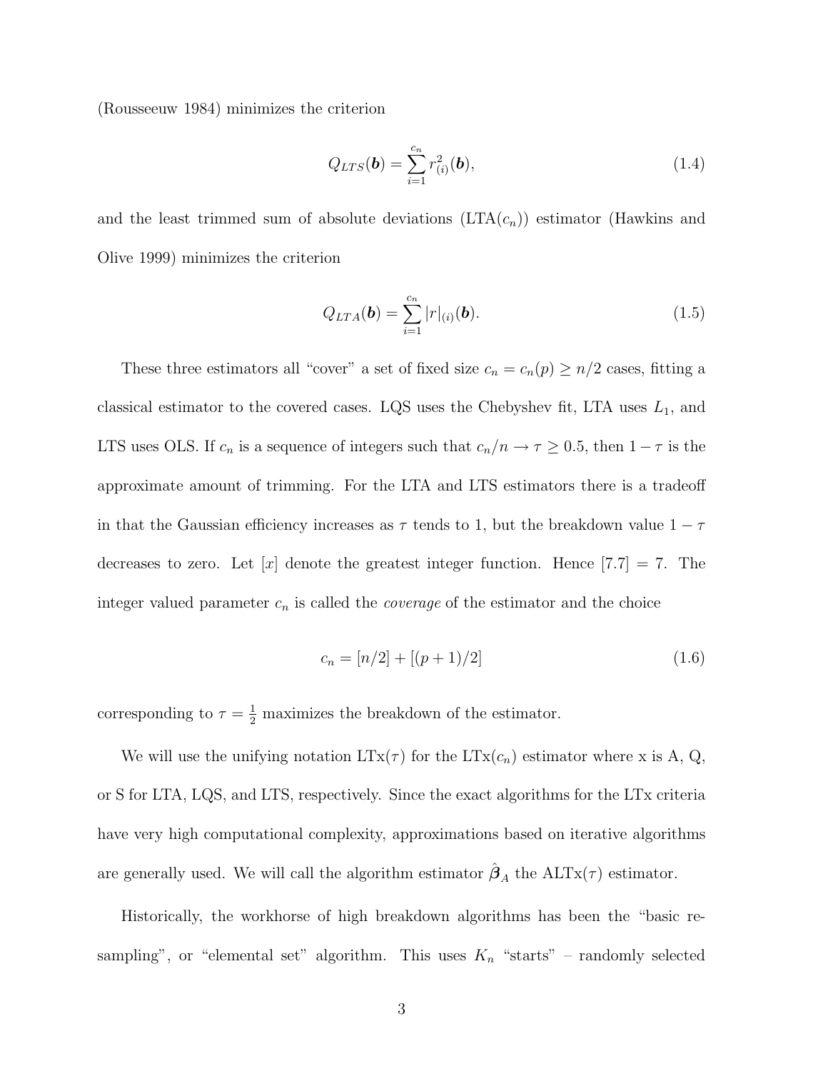(Rousseeuw 1984) minimizes the criterion

$$Q_{LTS}(\boldsymbol{b}) = \sum_{i=1}^{c_n} r^2_{(i)}(\boldsymbol{b}), \tag{1.4}$$

and the least trimmed sum of absolute deviations (LTA($c_n$)) estimator (Hawkins and Olive 1999) minimizes the criterion

$$Q_{LTA}(\boldsymbol{b}) = \sum_{i=1}^{c_n} |r|_{(i)}(\boldsymbol{b}). \tag{1.5}$$

These three estimators all "cover" a set of fixed size $c_n = c_n(p) \geq n/2$ cases, fitting a classical estimator to the covered cases. LQS uses the Chebyshev fit, LTA uses $L_1$, and LTS uses OLS. If $c_n$ is a sequence of integers such that $c_n/n \to \tau \geq 0.5$, then $1 - \tau$ is the approximate amount of trimming. For the LTA and LTS estimators there is a tradeoff in that the Gaussian efficiency increases as $\tau$ tends to 1, but the breakdown value $1 - \tau$ decreases to zero. Let $[x]$ denote the greatest integer function. Hence $[7.7] = 7$. The integer valued parameter $c_n$ is called the *coverage* of the estimator and the choice

$$c_n = [n/2] + [(p + 1)/2] \tag{1.6}$$

corresponding to $\tau = \frac{1}{2}$ maximizes the breakdown of the estimator.

We will use the unifying notation LTx($\tau$) for the LTx($c_n$) estimator where x is A, Q, or S for LTA, LQS, and LTS, respectively. Since the exact algorithms for the LTx criteria have very high computational complexity, approximations based on iterative algorithms are generally used. We will call the algorithm estimator $\hat{\boldsymbol{\beta}}_A$ the ALTx($\tau$) estimator.

Historically, the workhorse of high breakdown algorithms has been the "basic resampling", or "elemental set" algorithm. This uses $K_n$ "starts" – randomly selected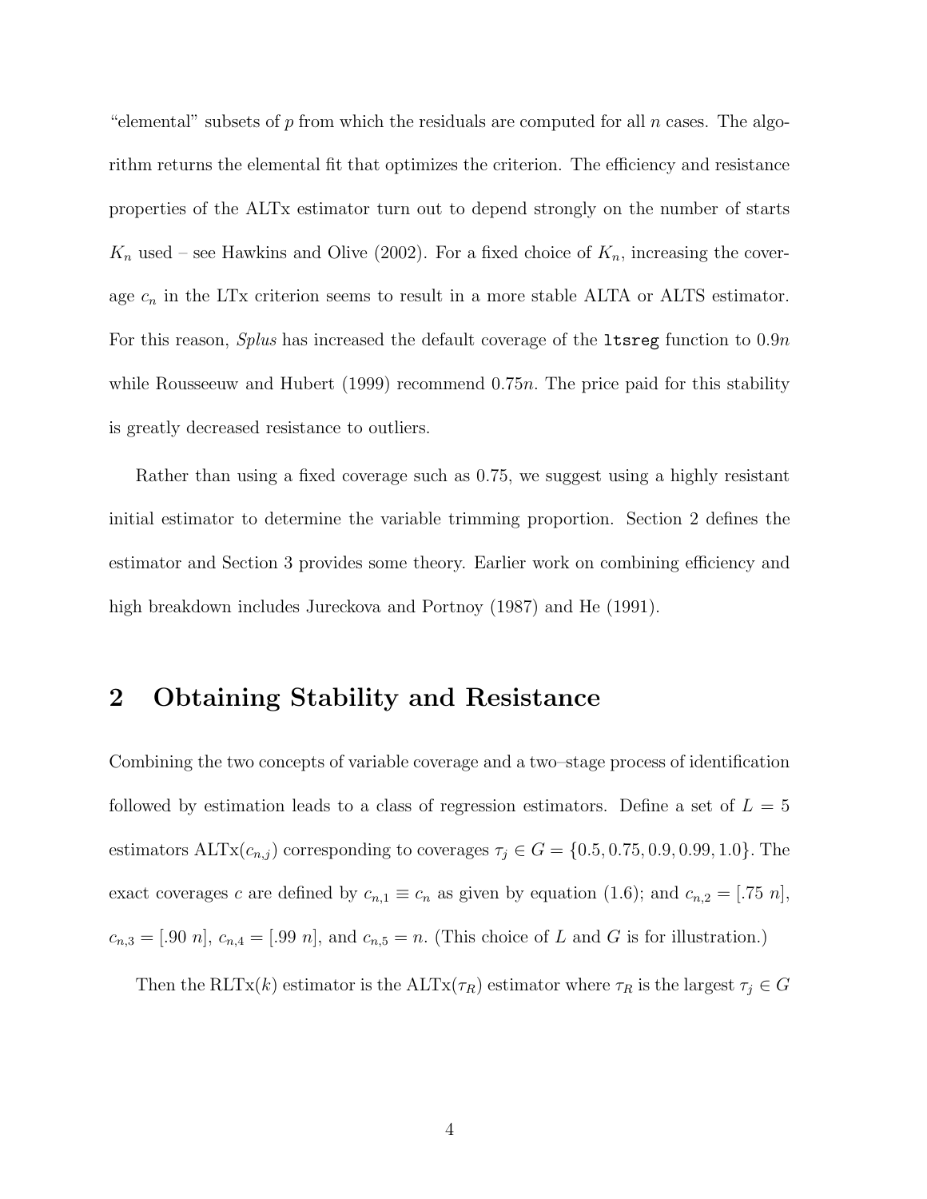"elemental" subsets of $p$ from which the residuals are computed for all $n$ cases. The algorithm returns the elemental fit that optimizes the criterion. The efficiency and resistance properties of the ALTx estimator turn out to depend strongly on the number of starts $K_n$ used – see Hawkins and Olive (2002). For a fixed choice of $K_n$, increasing the coverage $c_n$ in the LTx criterion seems to result in a more stable ALTA or ALTS estimator. For this reason, *Splus* has increased the default coverage of the `ltsreg` function to $0.9n$ while Rousseeuw and Hubert (1999) recommend $0.75n$. The price paid for this stability is greatly decreased resistance to outliers.

Rather than using a fixed coverage such as 0.75, we suggest using a highly resistant initial estimator to determine the variable trimming proportion. Section 2 defines the estimator and Section 3 provides some theory. Earlier work on combining efficiency and high breakdown includes Jureckova and Portnoy (1987) and He (1991).

## 2 Obtaining Stability and Resistance

Combining the two concepts of variable coverage and a two–stage process of identification followed by estimation leads to a class of regression estimators. Define a set of $L = 5$ estimators ALTx($c_{n,j}$) corresponding to coverages $\tau_j \in G = \{0.5, 0.75, 0.9, 0.99, 1.0\}$. The exact coverages $c$ are defined by $c_{n,1} \equiv c_n$ as given by equation (1.6); and $c_{n,2} = [.75\ n]$, $c_{n,3} = [.90\ n]$, $c_{n,4} = [.99\ n]$, and $c_{n,5} = n$. (This choice of $L$ and $G$ is for illustration.)

Then the RLTx($k$) estimator is the ALTx($\tau_R$) estimator where $\tau_R$ is the largest $\tau_j \in G$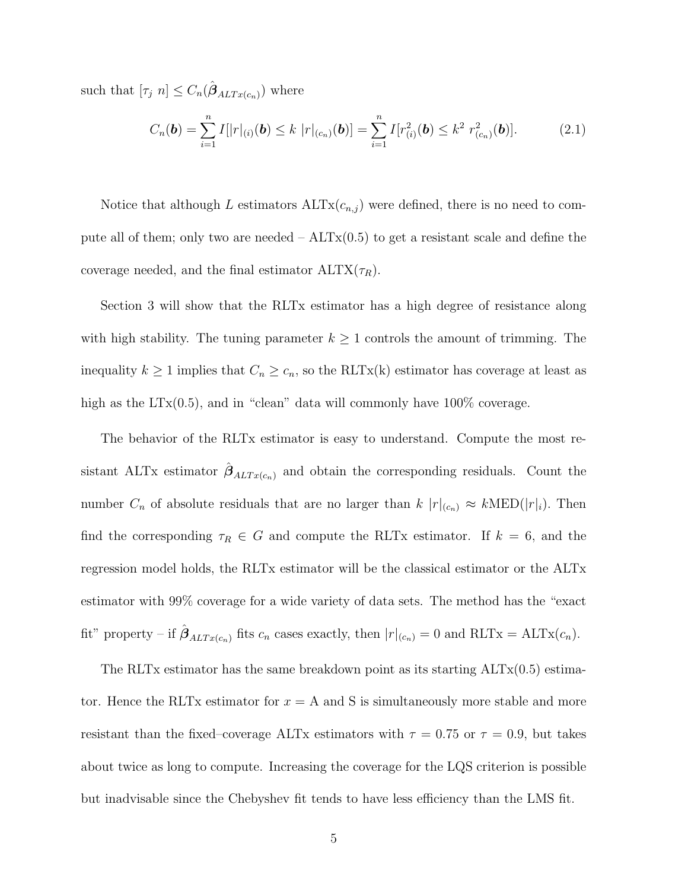such that $[\tau_j \; n] \leq C_n(\hat{\boldsymbol{\beta}}_{ALTx(c_n)})$ where

$$C_n(\boldsymbol{b}) = \sum_{i=1}^{n} I[|r|_{(i)}(\boldsymbol{b}) \leq k \; |r|_{(c_n)}(\boldsymbol{b})] = \sum_{i=1}^{n} I[r^2_{(i)}(\boldsymbol{b}) \leq k^2 \; r^2_{(c_n)}(\boldsymbol{b})]. \tag{2.1}$$

Notice that although $L$ estimators ALTx($c_{n,j}$) were defined, there is no need to compute all of them; only two are needed – ALTx(0.5) to get a resistant scale and define the coverage needed, and the final estimator ALTX($\tau_R$).

Section 3 will show that the RLTx estimator has a high degree of resistance along with high stability. The tuning parameter $k \geq 1$ controls the amount of trimming. The inequality $k \geq 1$ implies that $C_n \geq c_n$, so the RLTx(k) estimator has coverage at least as high as the LTx(0.5), and in "clean" data will commonly have 100% coverage.

The behavior of the RLTx estimator is easy to understand. Compute the most resistant ALTx estimator $\hat{\boldsymbol{\beta}}_{ALTx(c_n)}$ and obtain the corresponding residuals. Count the number $C_n$ of absolute residuals that are no larger than $k \; |r|_{(c_n)} \approx k\text{MED}(|r|_i)$. Then find the corresponding $\tau_R \in G$ and compute the RLTx estimator. If $k = 6$, and the regression model holds, the RLTx estimator will be the classical estimator or the ALTx estimator with 99% coverage for a wide variety of data sets. The method has the "exact fit" property – if $\hat{\boldsymbol{\beta}}_{ALTx(c_n)}$ fits $c_n$ cases exactly, then $|r|_{(c_n)} = 0$ and RLTx = ALTx($c_n$).

The RLTx estimator has the same breakdown point as its starting ALTx(0.5) estimator. Hence the RLTx estimator for $x =$ A and S is simultaneously more stable and more resistant than the fixed–coverage ALTx estimators with $\tau = 0.75$ or $\tau = 0.9$, but takes about twice as long to compute. Increasing the coverage for the LQS criterion is possible but inadvisable since the Chebyshev fit tends to have less efficiency than the LMS fit.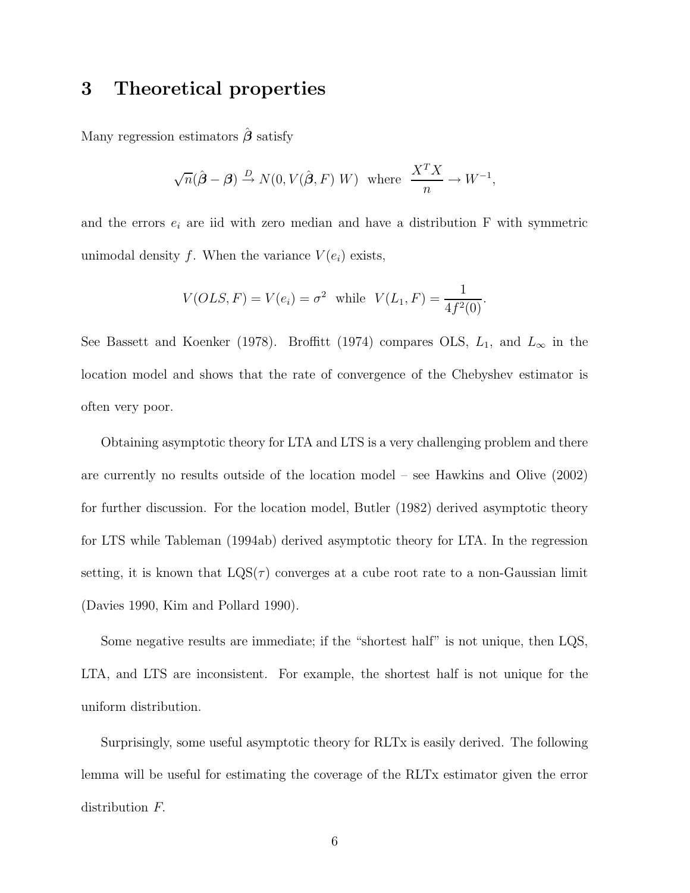## 3 Theoretical properties

Many regression estimators $\hat{\boldsymbol{\beta}}$ satisfy

$$\sqrt{n}(\hat{\boldsymbol{\beta}} - \boldsymbol{\beta}) \xrightarrow{D} N(0, V(\hat{\boldsymbol{\beta}}, F)\ W) \text{ where } \frac{X^T X}{n} \rightarrow W^{-1},$$

and the errors $e_i$ are iid with zero median and have a distribution F with symmetric unimodal density $f$. When the variance $V(e_i)$ exists,

$$V(OLS, F) = V(e_i) = \sigma^2 \text{ while } V(L_1, F) = \frac{1}{4f^2(0)}.$$

See Bassett and Koenker (1978). Broffitt (1974) compares OLS, $L_1$, and $L_\infty$ in the location model and shows that the rate of convergence of the Chebyshev estimator is often very poor.

Obtaining asymptotic theory for LTA and LTS is a very challenging problem and there are currently no results outside of the location model – see Hawkins and Olive (2002) for further discussion. For the location model, Butler (1982) derived asymptotic theory for LTS while Tableman (1994ab) derived asymptotic theory for LTA. In the regression setting, it is known that LQS($\tau$) converges at a cube root rate to a non-Gaussian limit (Davies 1990, Kim and Pollard 1990).

Some negative results are immediate; if the "shortest half" is not unique, then LQS, LTA, and LTS are inconsistent. For example, the shortest half is not unique for the uniform distribution.

Surprisingly, some useful asymptotic theory for RLTx is easily derived. The following lemma will be useful for estimating the coverage of the RLTx estimator given the error distribution $F$.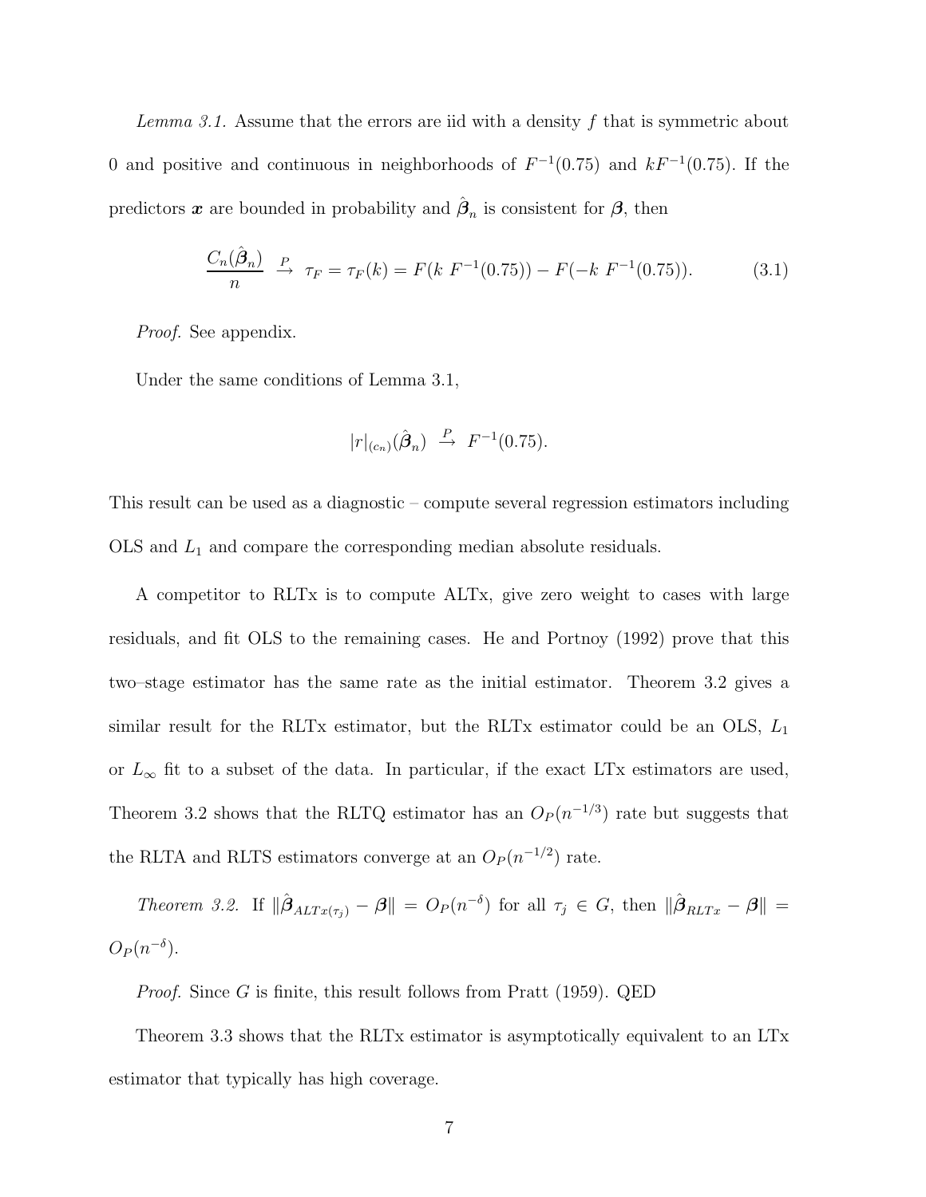*Lemma 3.1.* Assume that the errors are iid with a density $f$ that is symmetric about 0 and positive and continuous in neighborhoods of $F^{-1}(0.75)$ and $kF^{-1}(0.75)$. If the predictors $\boldsymbol{x}$ are bounded in probability and $\hat{\boldsymbol{\beta}}_n$ is consistent for $\boldsymbol{\beta}$, then

$$\frac{C_n(\hat{\boldsymbol{\beta}}_n)}{n} \xrightarrow{P} \tau_F = \tau_F(k) = F(k\ F^{-1}(0.75)) - F(-k\ F^{-1}(0.75)). \tag{3.1}$$

*Proof.* See appendix.

Under the same conditions of Lemma 3.1,

$$|r|_{(cn)}(\hat{\boldsymbol{\beta}}_n) \xrightarrow{P} F^{-1}(0.75).$$

This result can be used as a diagnostic – compute several regression estimators including OLS and $L_1$ and compare the corresponding median absolute residuals.

A competitor to RLTx is to compute ALTx, give zero weight to cases with large residuals, and fit OLS to the remaining cases. He and Portnoy (1992) prove that this two–stage estimator has the same rate as the initial estimator. Theorem 3.2 gives a similar result for the RLTx estimator, but the RLTx estimator could be an OLS, $L_1$ or $L_\infty$ fit to a subset of the data. In particular, if the exact LTx estimators are used, Theorem 3.2 shows that the RLTQ estimator has an $O_P(n^{-1/3})$ rate but suggests that the RLTA and RLTS estimators converge at an $O_P(n^{-1/2})$ rate.

*Theorem 3.2.* If $\|\hat{\boldsymbol{\beta}}_{ALTx(\tau_j)} - \boldsymbol{\beta}\| = O_P(n^{-\delta})$ for all $\tau_j \in G$, then $\|\hat{\boldsymbol{\beta}}_{RLTx} - \boldsymbol{\beta}\| = O_P(n^{-\delta})$.

*Proof.* Since $G$ is finite, this result follows from Pratt (1959). QED

Theorem 3.3 shows that the RLTx estimator is asymptotically equivalent to an LTx estimator that typically has high coverage.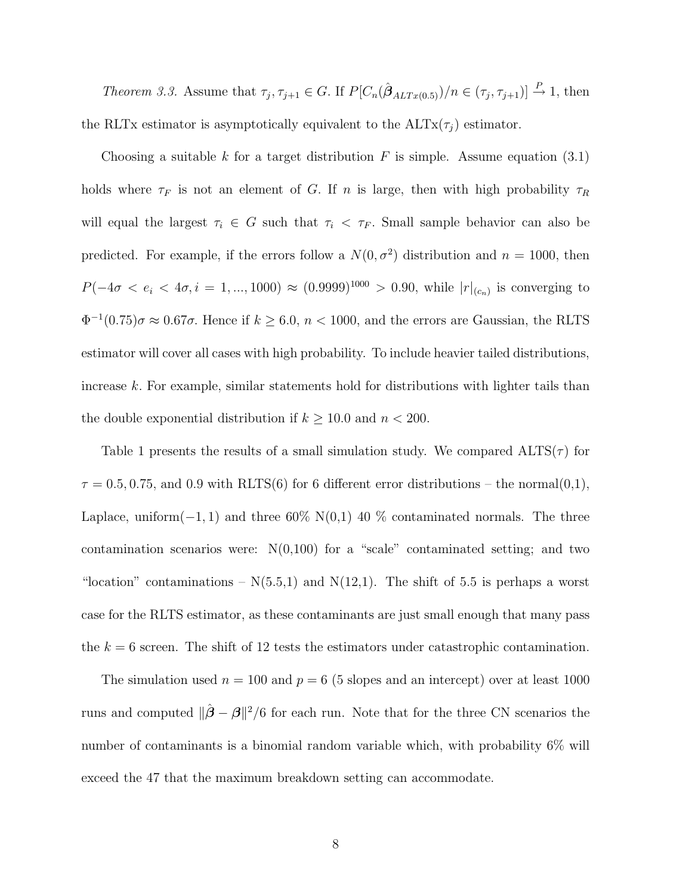*Theorem 3.3.* Assume that $\tau_j, \tau_{j+1} \in G$. If $P[C_n(\hat{\boldsymbol{\beta}}_{ALTx(0.5)})/n \in (\tau_j, \tau_{j+1})] \xrightarrow{P} 1$, then the RLTx estimator is asymptotically equivalent to the ALTx($\tau_j$) estimator.

Choosing a suitable $k$ for a target distribution $F$ is simple. Assume equation (3.1) holds where $\tau_F$ is not an element of $G$. If $n$ is large, then with high probability $\tau_R$ will equal the largest $\tau_i \in G$ such that $\tau_i < \tau_F$. Small sample behavior can also be predicted. For example, if the errors follow a $N(0, \sigma^2)$ distribution and $n = 1000$, then $P(-4\sigma < e_i < 4\sigma, i = 1, ..., 1000) \approx (0.9999)^{1000} > 0.90$, while $|r|_{(c_n)}$ is converging to $\Phi^{-1}(0.75)\sigma \approx 0.67\sigma$. Hence if $k \geq 6.0$, $n < 1000$, and the errors are Gaussian, the RLTS estimator will cover all cases with high probability. To include heavier tailed distributions, increase $k$. For example, similar statements hold for distributions with lighter tails than the double exponential distribution if $k \geq 10.0$ and $n < 200$.

Table 1 presents the results of a small simulation study. We compared ALTS($\tau$) for $\tau = 0.5, 0.75$, and 0.9 with RLTS(6) for 6 different error distributions – the normal(0,1), Laplace, uniform($-1, 1$) and three 60% N(0,1) 40 % contaminated normals. The three contamination scenarios were: N(0,100) for a "scale" contaminated setting; and two "location" contaminations – N(5.5,1) and N(12,1). The shift of 5.5 is perhaps a worst case for the RLTS estimator, as these contaminants are just small enough that many pass the $k = 6$ screen. The shift of 12 tests the estimators under catastrophic contamination.

The simulation used $n = 100$ and $p = 6$ (5 slopes and an intercept) over at least 1000 runs and computed $\|\hat{\boldsymbol{\beta}} - \boldsymbol{\beta}\|^2/6$ for each run. Note that for the three CN scenarios the number of contaminants is a binomial random variable which, with probability 6% will exceed the 47 that the maximum breakdown setting can accommodate.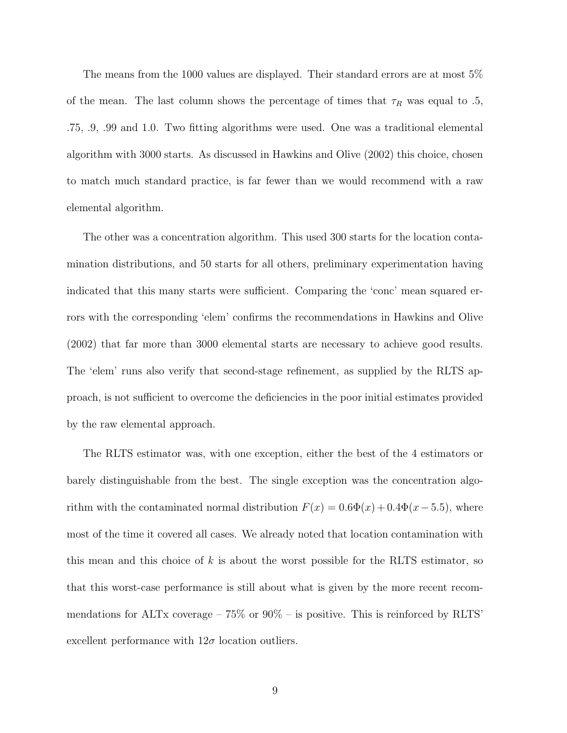The means from the 1000 values are displayed. Their standard errors are at most 5% of the mean. The last column shows the percentage of times that $\tau_R$ was equal to .5, .75, .9, .99 and 1.0. Two fitting algorithms were used. One was a traditional elemental algorithm with 3000 starts. As discussed in Hawkins and Olive (2002) this choice, chosen to match much standard practice, is far fewer than we would recommend with a raw elemental algorithm.

The other was a concentration algorithm. This used 300 starts for the location contamination distributions, and 50 starts for all others, preliminary experimentation having indicated that this many starts were sufficient. Comparing the 'conc' mean squared errors with the corresponding 'elem' confirms the recommendations in Hawkins and Olive (2002) that far more than 3000 elemental starts are necessary to achieve good results. The 'elem' runs also verify that second-stage refinement, as supplied by the RLTS approach, is not sufficient to overcome the deficiencies in the poor initial estimates provided by the raw elemental approach.

The RLTS estimator was, with one exception, either the best of the 4 estimators or barely distinguishable from the best. The single exception was the concentration algorithm with the contaminated normal distribution $F(x) = 0.6\Phi(x) + 0.4\Phi(x - 5.5)$, where most of the time it covered all cases. We already noted that location contamination with this mean and this choice of $k$ is about the worst possible for the RLTS estimator, so that this worst-case performance is still about what is given by the more recent recommendations for ALTx coverage – 75% or 90% – is positive. This is reinforced by RLTS' excellent performance with $12\sigma$ location outliers.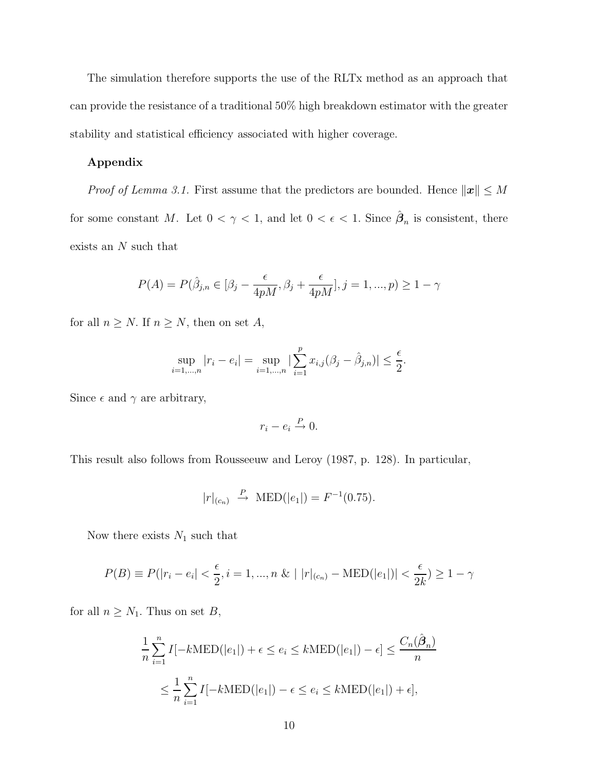The simulation therefore supports the use of the RLTx method as an approach that can provide the resistance of a traditional 50% high breakdown estimator with the greater stability and statistical efficiency associated with higher coverage.

## Appendix

*Proof of Lemma 3.1.* First assume that the predictors are bounded. Hence $\|\boldsymbol{x}\| \leq M$ for some constant $M$. Let $0 < \gamma < 1$, and let $0 < \epsilon < 1$. Since $\hat{\boldsymbol{\beta}}_n$ is consistent, there exists an $N$ such that

$$P(A) = P(\hat{\beta}_{j,n} \in [\beta_j - \frac{\epsilon}{4pM}, \beta_j + \frac{\epsilon}{4pM}], j = 1, ..., p) \geq 1 - \gamma$$

for all $n \geq N$. If $n \geq N$, then on set $A$,

$$\sup_{i=1,...,n} |r_i - e_i| = \sup_{i=1,...,n} |\sum_{i=1}^{p} x_{i,j}(\beta_j - \hat{\beta}_{j,n})| \leq \frac{\epsilon}{2}.$$

Since $\epsilon$ and $\gamma$ are arbitrary,

$$r_i - e_i \xrightarrow{P} 0.$$

This result also follows from Rousseeuw and Leroy (1987, p. 128). In particular,

$$|r|_{(c_n)} \xrightarrow{P} \text{MED}(|e_1|) = F^{-1}(0.75).$$

Now there exists $N_1$ such that

$$P(B) \equiv P(|r_i - e_i| < \frac{\epsilon}{2}, i = 1, ..., n \;\&\; |\, |r|_{(c_n)} - \text{MED}(|e_1|)| < \frac{\epsilon}{2k}) \geq 1 - \gamma$$

for all $n \geq N_1$. Thus on set $B$,

$$\frac{1}{n} \sum_{i=1}^{n} I[-k\text{MED}(|e_1|) + \epsilon \leq e_i \leq k\text{MED}(|e_1|) - \epsilon] \leq \frac{C_n(\hat{\boldsymbol{\beta}}_n)}{n}$$

$$\leq \frac{1}{n} \sum_{i=1}^{n} I[-k\text{MED}(|e_1|) - \epsilon \leq e_i \leq k\text{MED}(|e_1|) + \epsilon],$$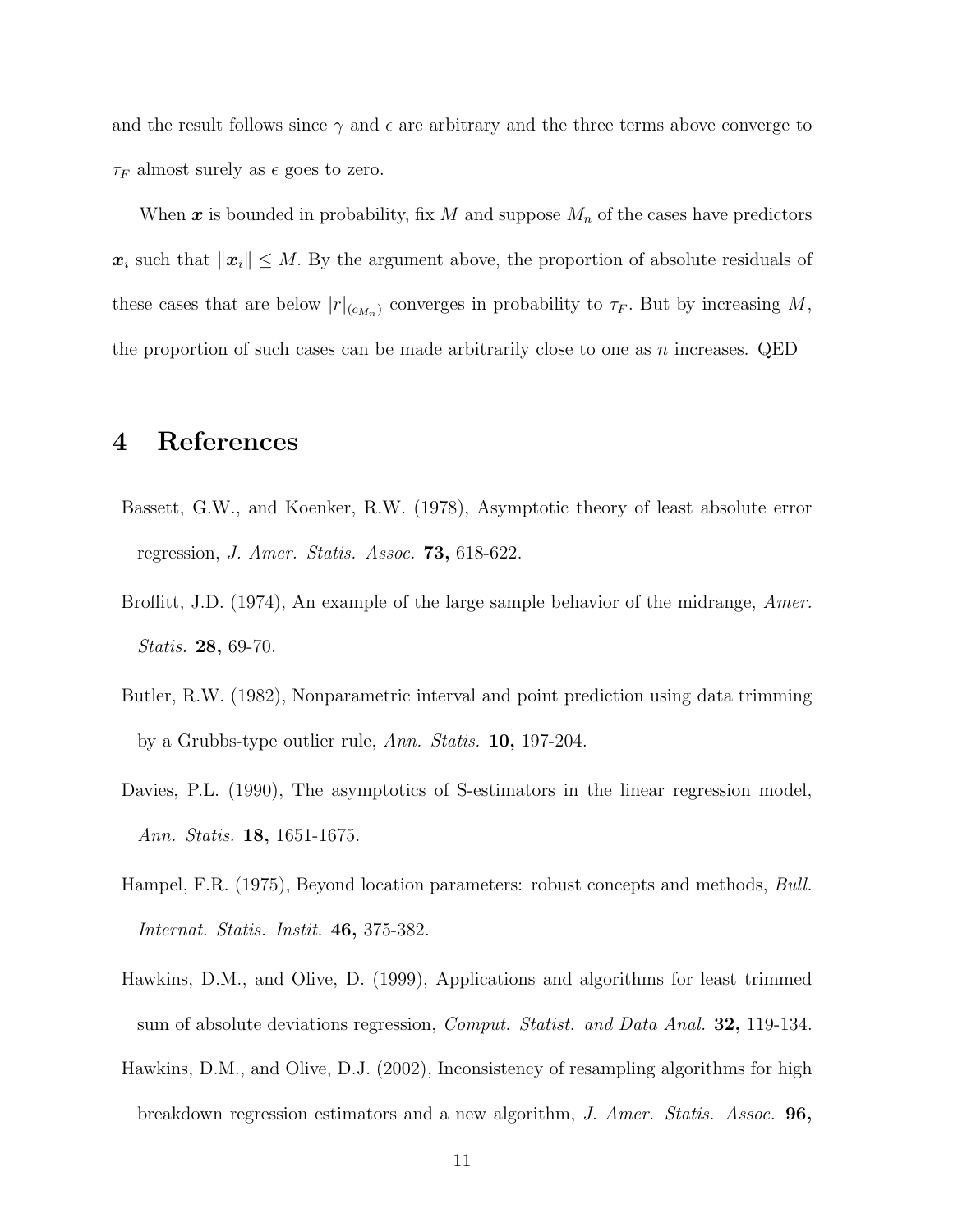and the result follows since $\gamma$ and $\epsilon$ are arbitrary and the three terms above converge to $\tau_F$ almost surely as $\epsilon$ goes to zero.

When $\boldsymbol{x}$ is bounded in probability, fix $M$ and suppose $M_n$ of the cases have predictors $\boldsymbol{x}_i$ such that $\|\boldsymbol{x}_i\| \leq M$. By the argument above, the proportion of absolute residuals of these cases that are below $|r|_{(c_{M_n})}$ converges in probability to $\tau_F$. But by increasing $M$, the proportion of such cases can be made arbitrarily close to one as $n$ increases. QED

# 4 References

Bassett, G.W., and Koenker, R.W. (1978), Asymptotic theory of least absolute error regression, *J. Amer. Statis. Assoc.* **73,** 618-622.

Broffitt, J.D. (1974), An example of the large sample behavior of the midrange, *Amer. Statis.* **28,** 69-70.

Butler, R.W. (1982), Nonparametric interval and point prediction using data trimming by a Grubbs-type outlier rule, *Ann. Statis.* **10,** 197-204.

Davies, P.L. (1990), The asymptotics of S-estimators in the linear regression model, *Ann. Statis.* **18,** 1651-1675.

Hampel, F.R. (1975), Beyond location parameters: robust concepts and methods, *Bull. Internat. Statis. Instit.* **46,** 375-382.

Hawkins, D.M., and Olive, D. (1999), Applications and algorithms for least trimmed sum of absolute deviations regression, *Comput. Statist. and Data Anal.* **32,** 119-134.

Hawkins, D.M., and Olive, D.J. (2002), Inconsistency of resampling algorithms for high breakdown regression estimators and a new algorithm, *J. Amer. Statis. Assoc.* **96,**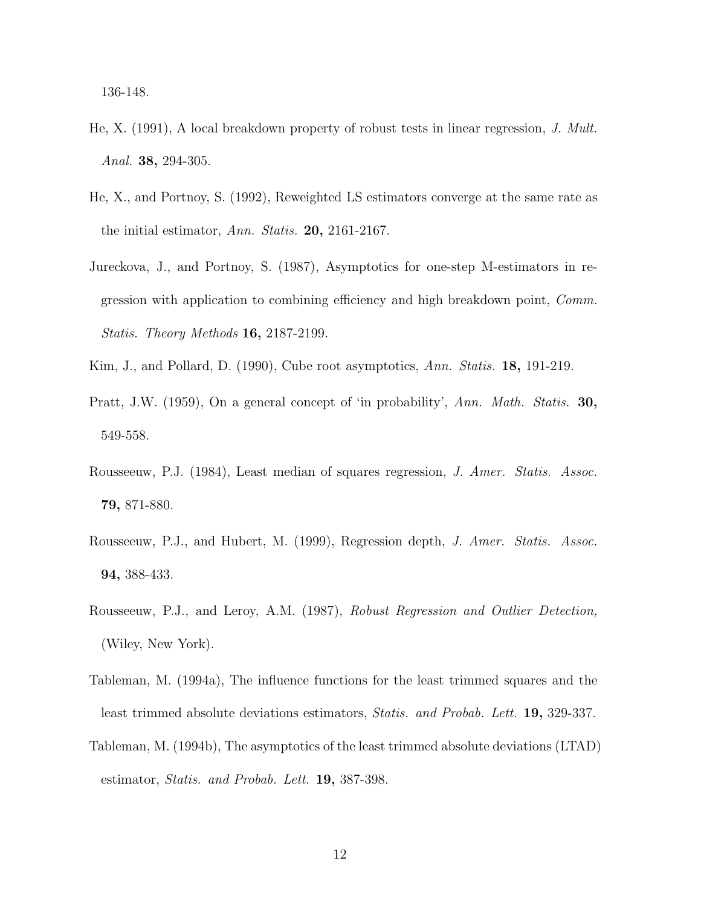136-148.

He, X. (1991), A local breakdown property of robust tests in linear regression, *J. Mult. Anal.* **38,** 294-305.

He, X., and Portnoy, S. (1992), Reweighted LS estimators converge at the same rate as the initial estimator, *Ann. Statis.* **20,** 2161-2167.

Jureckova, J., and Portnoy, S. (1987), Asymptotics for one-step M-estimators in regression with application to combining efficiency and high breakdown point, *Comm. Statis. Theory Methods* **16,** 2187-2199.

Kim, J., and Pollard, D. (1990), Cube root asymptotics, *Ann. Statis.* **18,** 191-219.

Pratt, J.W. (1959), On a general concept of 'in probability', *Ann. Math. Statis.* **30,** 549-558.

Rousseeuw, P.J. (1984), Least median of squares regression, *J. Amer. Statis. Assoc.* **79,** 871-880.

Rousseeuw, P.J., and Hubert, M. (1999), Regression depth, *J. Amer. Statis. Assoc.* **94,** 388-433.

Rousseeuw, P.J., and Leroy, A.M. (1987), *Robust Regression and Outlier Detection,* (Wiley, New York).

Tableman, M. (1994a), The influence functions for the least trimmed squares and the least trimmed absolute deviations estimators, *Statis. and Probab. Lett.* **19,** 329-337.

Tableman, M. (1994b), The asymptotics of the least trimmed absolute deviations (LTAD) estimator, *Statis. and Probab. Lett.* **19,** 387-398.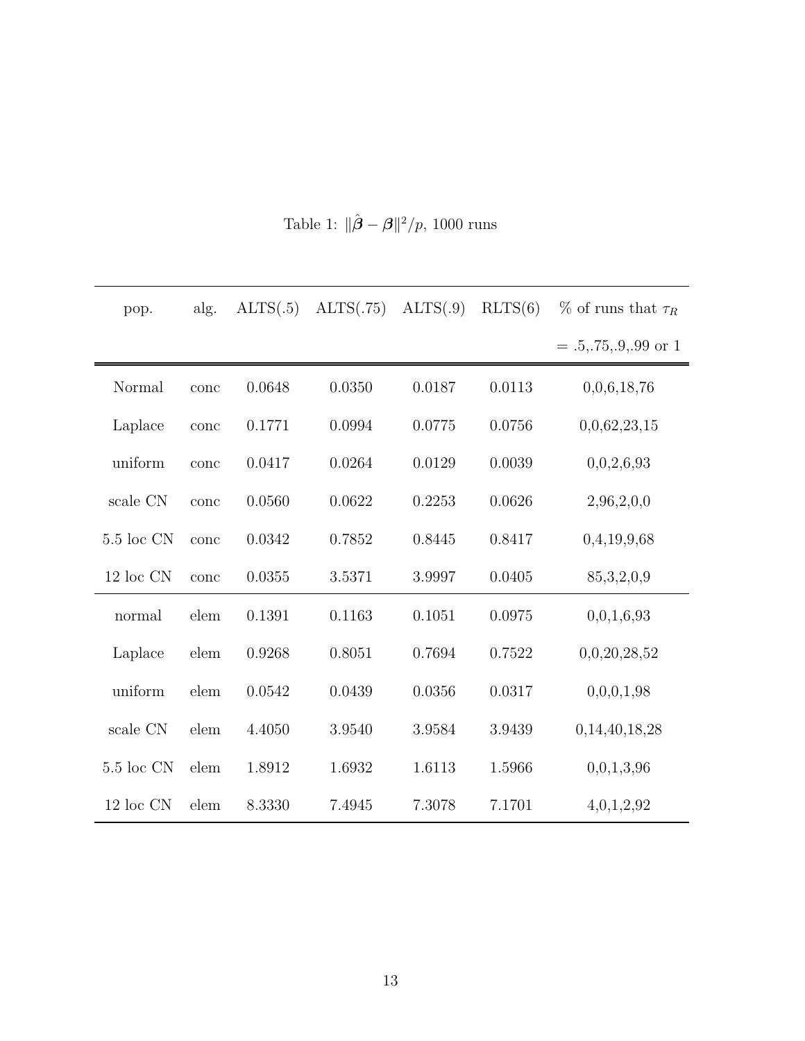Table 1: $\|\hat{\boldsymbol{\beta}} - \boldsymbol{\beta}\|^2/p$, 1000 runs

| pop. | alg. | ALTS(.5) | ALTS(.75) | ALTS(.9) | RLTS(6) | % of runs that $\tau_R$ = .5,.75,.9,.99 or 1 |
|---|---|---|---|---|---|---|
| Normal | conc | 0.0648 | 0.0350 | 0.0187 | 0.0113 | 0,0,6,18,76 |
| Laplace | conc | 0.1771 | 0.0994 | 0.0775 | 0.0756 | 0,0,62,23,15 |
| uniform | conc | 0.0417 | 0.0264 | 0.0129 | 0.0039 | 0,0,2,6,93 |
| scale CN | conc | 0.0560 | 0.0622 | 0.2253 | 0.0626 | 2,96,2,0,0 |
| 5.5 loc CN | conc | 0.0342 | 0.7852 | 0.8445 | 0.8417 | 0,4,19,9,68 |
| 12 loc CN | conc | 0.0355 | 3.5371 | 3.9997 | 0.0405 | 85,3,2,0,9 |
| normal | elem | 0.1391 | 0.1163 | 0.1051 | 0.0975 | 0,0,1,6,93 |
| Laplace | elem | 0.9268 | 0.8051 | 0.7694 | 0.7522 | 0,0,20,28,52 |
| uniform | elem | 0.0542 | 0.0439 | 0.0356 | 0.0317 | 0,0,0,1,98 |
| scale CN | elem | 4.4050 | 3.9540 | 3.9584 | 3.9439 | 0,14,40,18,28 |
| 5.5 loc CN | elem | 1.8912 | 1.6932 | 1.6113 | 1.5966 | 0,0,1,3,96 |
| 12 loc CN | elem | 8.3330 | 7.4945 | 7.3078 | 7.1701 | 4,0,1,2,92 |